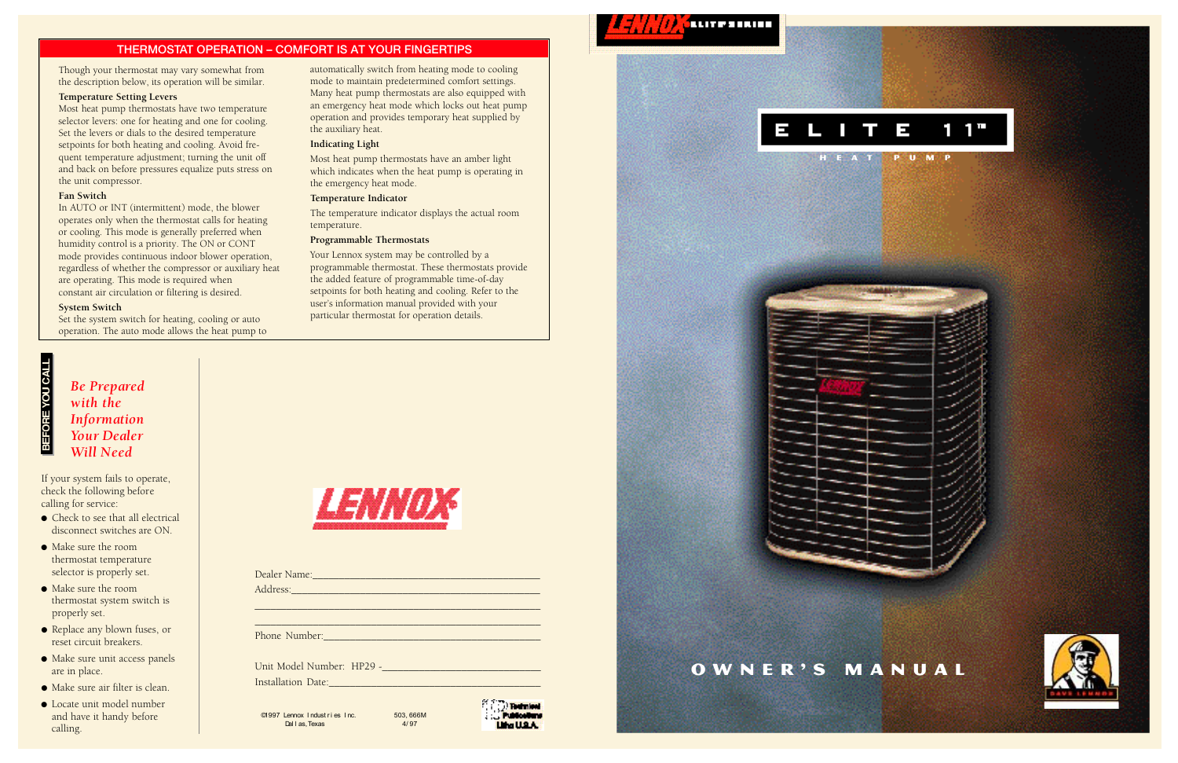## THERMOSTAT OPERATION – COMFORT IS AT YOUR FINGERTIPS

Though your thermostat may vary somewhat from the description below, its operation will be similar.

**Temperature Setting Levers**
Most heat pump thermostats have two temperature selector levers: one for heating and one for cooling. Set the levers or dials to the desired temperature setpoints for both heating and cooling. Avoid frequent temperature adjustment; turning the unit off and back on before pressures equalize puts stress on the unit compressor.

**Fan Switch**
In AUTO or INT (intermittent) mode, the blower operates only when the thermostat calls for heating or cooling. This mode is generally preferred when humidity control is a priority. The ON or CONT mode provides continuous indoor blower operation, regardless of whether the compressor or auxiliary heat are operating. This mode is required when constant air circulation or filtering is desired.

**System Switch**
Set the system switch for heating, cooling or auto operation. The auto mode allows the heat pump to automatically switch from heating mode to cooling mode to maintain predetermined comfort settings. Many heat pump thermostats are also equipped with an emergency heat mode which locks out heat pump operation and provides temporary heat supplied by the auxiliary heat.

**Indicating Light**
Most heat pump thermostats have an amber light which indicates when the heat pump is operating in the emergency heat mode.

**Temperature Indicator**
The temperature indicator displays the actual room temperature.

**Programmable Thermostats**
Your Lennox system may be controlled by a programmable thermostat. These thermostats provide the added feature of programmable time-of-day setpoints for both heating and cooling. Refer to the user's information manual provided with your particular thermostat for operation details.

## BEFORE YOU CALL

*Be Prepared with the Information Your Dealer Will Need*

If your system fails to operate, check the following before calling for service:

- Check to see that all electrical disconnect switches are ON.
- Make sure the room thermostat temperature selector is properly set.
- Make sure the room thermostat system switch is properly set.
- Replace any blown fuses, or reset circuit breakers.
- Make sure unit access panels are in place.
- Make sure air filter is clean.
- Locate unit model number and have it handy before calling.

LENNOX

Dealer Name:______________________________

Address:______________________________

______________________________

______________________________

Phone Number:______________________________

Unit Model Number: HP29 -______________________________

Installation Date:______________________________

©1997 Lennox Industries Inc.
Dallas, Texas

503,666M
4/97

Technical Publications Litho U.S.A.

LENNOX ELITE SERIES

# ELITE 11™

HEAT PUMP

# OWNER'S MANUAL

DAVE LENNOX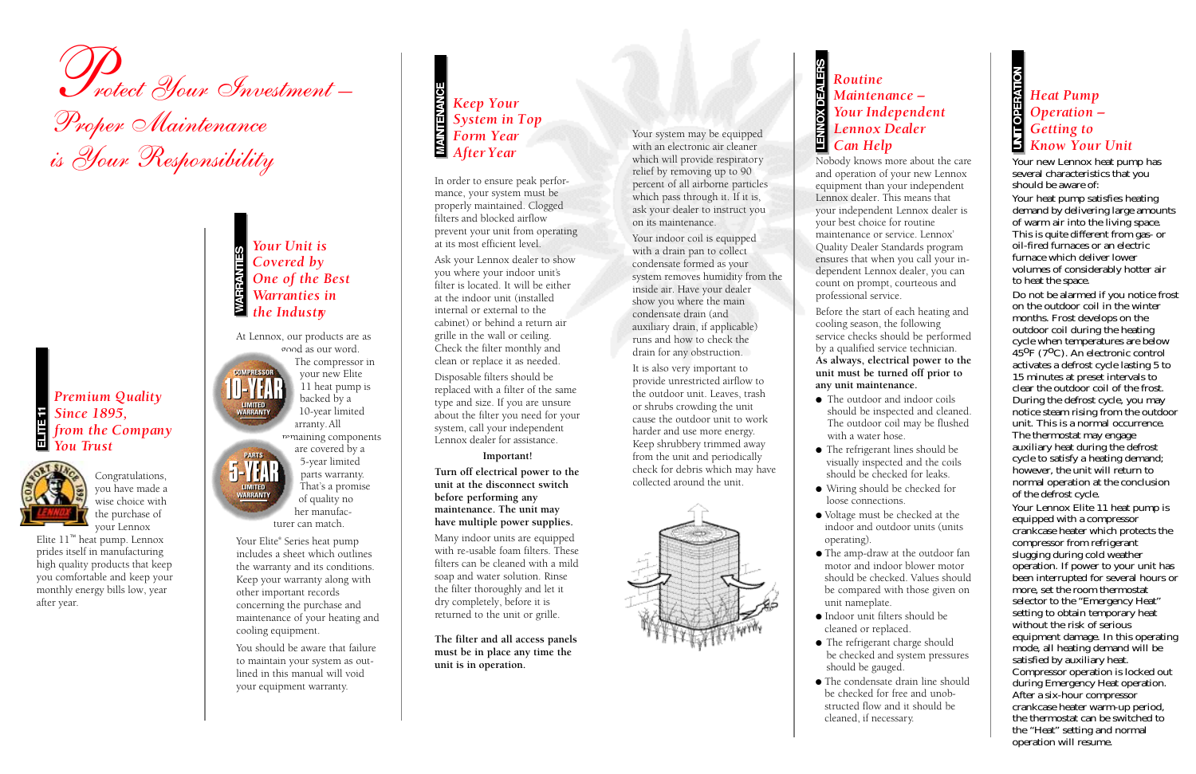# Protect Your Investment – Proper Maintenance is Your Responsibility

ELITE 11

## Premium Quality Since 1895, from the Company You Trust

Congratulations, you have made a wise choice with the purchase of your Lennox Elite 11™ heat pump. Lennox prides itself in manufacturing high quality products that keep you comfortable and keep your monthly energy bills low, year after year.

WARRANTIES

## Your Unit is Covered by One of the Best Warranties in the Industry

At Lennox, our products are as good as our word. The compressor in your new Elite 11 heat pump is backed by a 10-year limited warranty. All remaining components are covered by a 5-year limited parts warranty. That's a promise of quality no other manufacturer can match.

COMPRESSOR 10-YEAR LIMITED WARRANTY

PARTS 5-YEAR LIMITED WARRANTY

Your Elite® Series heat pump includes a sheet which outlines the warranty and its conditions. Keep your warranty along with other important records concerning the purchase and maintenance of your heating and cooling equipment.

You should be aware that failure to maintain your system as outlined in this manual will void your equipment warranty.

MAINTENANCE

## Keep Your System in Top Form Year After Year

In order to ensure peak performance, your system must be properly maintained. Clogged filters and blocked airflow prevent your unit from operating at its most efficient level.

Ask your Lennox dealer to show you where your indoor unit's filter is located. It will be either at the indoor unit (installed internal or external to the cabinet) or behind a return air grille in the wall or ceiling. Check the filter monthly and clean or replace it as needed.

Disposable filters should be replaced with a filter of the same type and size. If you are unsure about the filter you need for your system, call your independent Lennox dealer for assistance.

**Important!**

**Turn off electrical power to the unit at the disconnect switch before performing any maintenance. The unit may have multiple power supplies.**

Many indoor units are equipped with re-usable foam filters. These filters can be cleaned with a mild soap and water solution. Rinse the filter thoroughly and let it dry completely, before it is returned to the unit or grille.

**The filter and all access panels must be in place any time the unit is in operation.**

Your system may be equipped with an electronic air cleaner which will provide respiratory relief by removing up to 90 percent of all airborne particles which pass through it. If it is, ask your dealer to instruct you on its maintenance.

Your indoor coil is equipped with a drain pan to collect condensate formed as your system removes humidity from the inside air. Have your dealer show you where the main condensate drain (and auxiliary drain, if applicable) runs and how to check the drain for any obstruction.

It is also very important to provide unrestricted airflow to the outdoor unit. Leaves, trash or shrubs crowding the unit cause the outdoor unit to work harder and use more energy. Keep shrubbery trimmed away from the unit and periodically check for debris which may have collected around the unit.

LENNOX DEALERS

## Routine Maintenance – Your Independent Lennox Dealer Can Help

Nobody knows more about the care and operation of your new Lennox equipment than your independent Lennox dealer. This means that your independent Lennox dealer is your best choice for routine maintenance or service. Lennox' Quality Dealer Standards program ensures that when you call your independent Lennox dealer, you can count on prompt, courteous and professional service.

Before the start of each heating and cooling season, the following service checks should be performed by a qualified service technician. **As always, electrical power to the unit must be turned off prior to any unit maintenance.**

- The outdoor and indoor coils should be inspected and cleaned. The outdoor coil may be flushed with a water hose.
- The refrigerant lines should be visually inspected and the coils should be checked for leaks.
- Wiring should be checked for loose connections.
- Voltage must be checked at the indoor and outdoor units (units operating).
- The amp-draw at the outdoor fan motor and indoor blower motor should be checked. Values should be compared with those given on unit nameplate.
- Indoor unit filters should be cleaned or replaced.
- The refrigerant charge should be checked and system pressures should be gauged.
- The condensate drain line should be checked for free and unobstructed flow and it should be cleaned, if necessary.

UNIT OPERATION

## Heat Pump Operation – Getting to Know Your Unit

Your new Lennox heat pump has several characteristics that you should be aware of:

Your heat pump satisfies heating demand by delivering large amounts of warm air into the living space. This is quite different from gas- or oil-fired furnaces or an electric furnace which deliver lower volumes of considerably hotter air to heat the space.

Do not be alarmed if you notice frost on the outdoor coil in the winter months. Frost develops on the outdoor coil during the heating cycle when temperatures are below 45°F (7°C). An electronic control activates a defrost cycle lasting 5 to 15 minutes at preset intervals to clear the outdoor coil of the frost. During the defrost cycle, you may notice steam rising from the outdoor unit. This is a normal occurrence. The thermostat may engage auxiliary heat during the defrost cycle to satisfy a heating demand; however, the unit will return to normal operation at the conclusion of the defrost cycle.

Your Lennox Elite 11 heat pump is equipped with a compressor crankcase heater which protects the compressor from refrigerant slugging during cold weather operation. If power to your unit has been interrupted for several hours or more, set the room thermostat selector to the "Emergency Heat" setting to obtain temporary heat without the risk of serious equipment damage. In this operating mode, all heating demand will be satisfied by auxiliary heat. Compressor operation is locked out during Emergency Heat operation. After a six-hour compressor crankcase heater warm-up period, the thermostat can be switched to the "Heat" setting and normal operation will resume.